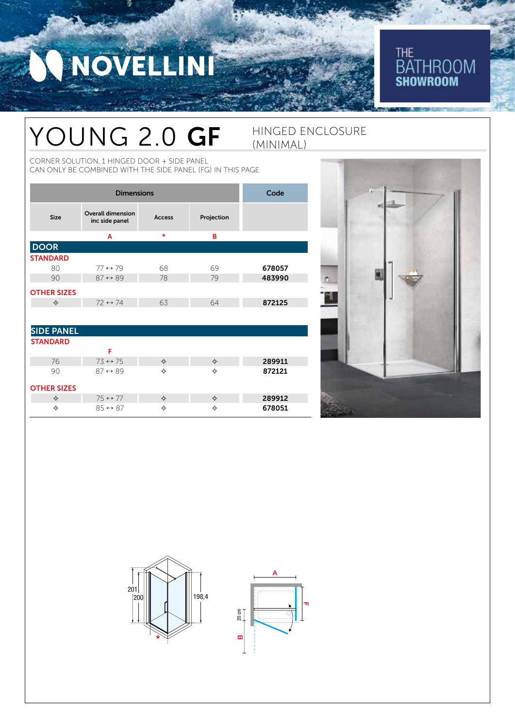NOVELLINI

THE BATHROOM **SHOWROOM**

# YOUNG 2.0 **GF**

HINGED ENCLOSURE (MINIMAL)

CORNER SOLUTION, 1 HINGED DOOR + SIDE PANEL
CAN ONLY BE COMBINED WITH THE SIDE PANEL (FG) IN THIS PAGE

| Dimensions | | | | Code |
|---|---|---|---|---|
| Size | Overall dimension inc side panel | Access | Projection | |
| | A | * | B | |
| **DOOR** | | | | |
| **STANDARD** | | | | |
| 80 | 77 ↔ 79 | 68 | 69 | **678057** |
| 90 | 87 ↔ 89 | 78 | 79 | **483990** |
| **OTHER SIZES** | | | | |
| ✧ | 72 ↔ 74 | 63 | 64 | **872125** |
| **SIDE PANEL** | | | | |
| **STANDARD** | | | | |
| | F | | | |
| 76 | 73 ↔ 75 | ✧ | ✧ | **289911** |
| 90 | 87 ↔ 89 | ✧ | ✧ | **872121** |
| **OTHER SIZES** | | | | |
| ✧ | 75 ↔ 77 | ✧ | ✧ | **289912** |
| ✧ | 85 ↔ 87 | ✧ | ✧ | **678051** |

201 200 198,4 *

A F 20 cm B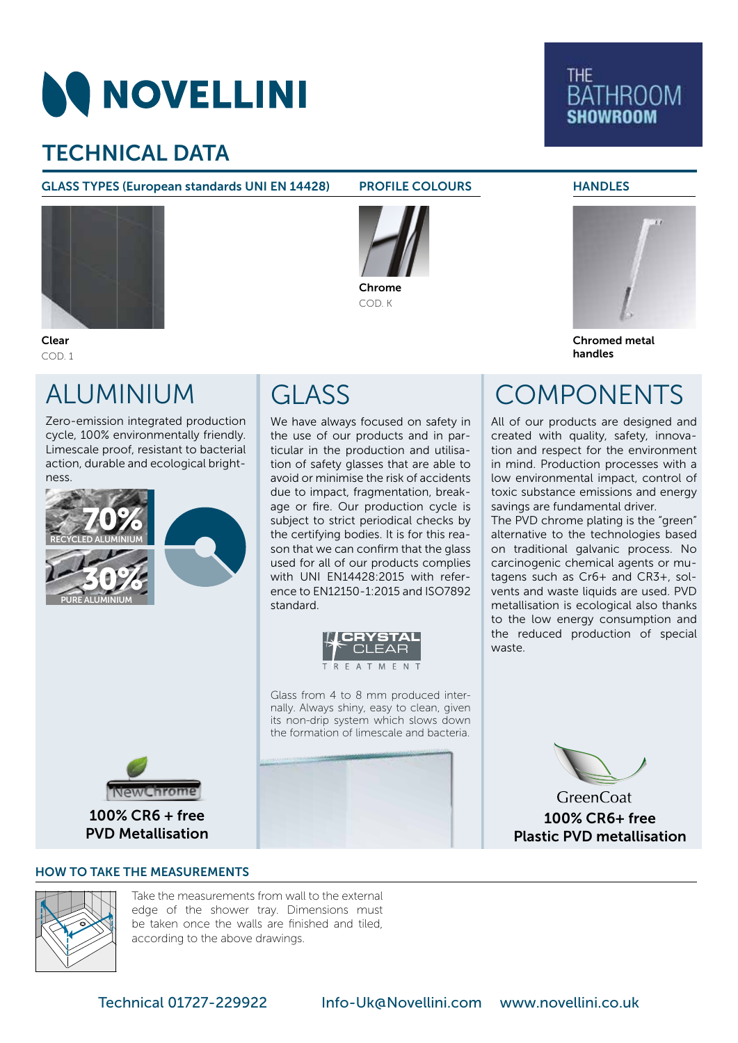# NOVELLINI

THE BATHROOM SHOWROOM

## TECHNICAL DATA

### GLASS TYPES (European standards UNI EN 14428)

**Clear**
COD. 1

### PROFILE COLOURS

**Chrome**
COD. K

### HANDLES

**Chromed metal handles**

## ALUMINIUM

Zero-emission integrated production cycle, 100% environmentally friendly. Limescale proof, resistant to bacterial action, durable and ecological brightness.

70%
RECYCLED ALUMINIUM

30%
PURE ALUMINIUM

NewChrome

**100% CR6 + free PVD Metallisation**

## GLASS

We have always focused on safety in the use of our products and in particular in the production and utilisation of safety glasses that are able to avoid or minimise the risk of accidents due to impact, fragmentation, breakage or fire. Our production cycle is subject to strict periodical checks by the certifying bodies. It is for this reason that we can confirm that the glass used for all of our products complies with UNI EN14428:2015 with reference to EN12150-1:2015 and ISO7892 standard.

CRYSTAL CLEAR TREATMENT

Glass from 4 to 8 mm produced internally. Always shiny, easy to clean, given its non-drip system which slows down the formation of limescale and bacteria.

## COMPONENTS

All of our products are designed and created with quality, safety, innovation and respect for the environment in mind. Production processes with a low environmental impact, control of toxic substance emissions and energy savings are fundamental driver.
The PVD chrome plating is the "green" alternative to the technologies based on traditional galvanic process. No carcinogenic chemical agents or mutagens such as Cr6+ and CR3+, solvents and waste liquids are used. PVD metallisation is ecological also thanks to the low energy consumption and the reduced production of special waste.

GreenCoat

**100% CR6+ free Plastic PVD metallisation**

### HOW TO TAKE THE MEASUREMENTS

Take the measurements from wall to the external edge of the shower tray. Dimensions must be taken once the walls are finished and tiled, according to the above drawings.

Technical 01727-229922 Info-Uk@Novellini.com www.novellini.co.uk